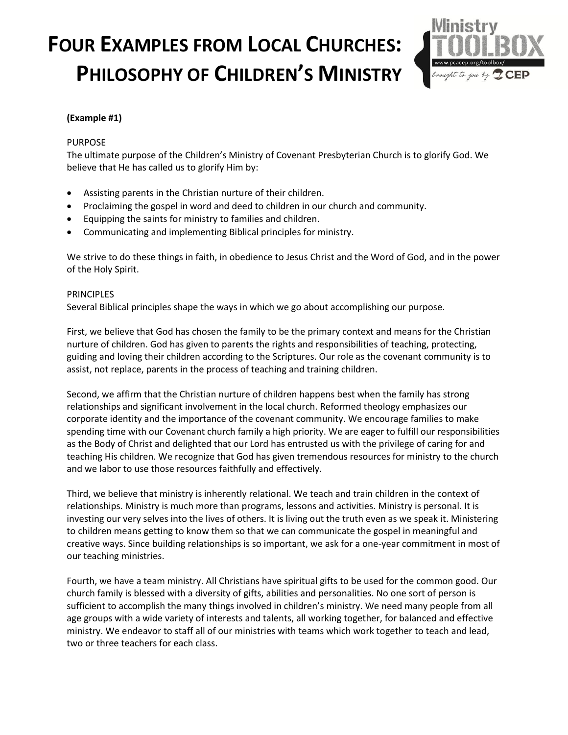# FOUR EXAMPLES FROM LOCAL CHURCHES: PHILOSOPHY OF CHILDREN'S MINISTRY

**(Example #1)**

PURPOSE

The ultimate purpose of the Children's Ministry of Covenant Presbyterian Church is to glorify God. We believe that He has called us to glorify Him by:

- Assisting parents in the Christian nurture of their children.
- Proclaiming the gospel in word and deed to children in our church and community.
- Equipping the saints for ministry to families and children.
- Communicating and implementing Biblical principles for ministry.

We strive to do these things in faith, in obedience to Jesus Christ and the Word of God, and in the power of the Holy Spirit.

PRINCIPLES

Several Biblical principles shape the ways in which we go about accomplishing our purpose.

First, we believe that God has chosen the family to be the primary context and means for the Christian nurture of children. God has given to parents the rights and responsibilities of teaching, protecting, guiding and loving their children according to the Scriptures. Our role as the covenant community is to assist, not replace, parents in the process of teaching and training children.

Second, we affirm that the Christian nurture of children happens best when the family has strong relationships and significant involvement in the local church. Reformed theology emphasizes our corporate identity and the importance of the covenant community. We encourage families to make spending time with our Covenant church family a high priority. We are eager to fulfill our responsibilities as the Body of Christ and delighted that our Lord has entrusted us with the privilege of caring for and teaching His children. We recognize that God has given tremendous resources for ministry to the church and we labor to use those resources faithfully and effectively.

Third, we believe that ministry is inherently relational. We teach and train children in the context of relationships. Ministry is much more than programs, lessons and activities. Ministry is personal. It is investing our very selves into the lives of others. It is living out the truth even as we speak it. Ministering to children means getting to know them so that we can communicate the gospel in meaningful and creative ways. Since building relationships is so important, we ask for a one-year commitment in most of our teaching ministries.

Fourth, we have a team ministry. All Christians have spiritual gifts to be used for the common good. Our church family is blessed with a diversity of gifts, abilities and personalities. No one sort of person is sufficient to accomplish the many things involved in children's ministry. We need many people from all age groups with a wide variety of interests and talents, all working together, for balanced and effective ministry. We endeavor to staff all of our ministries with teams which work together to teach and lead, two or three teachers for each class.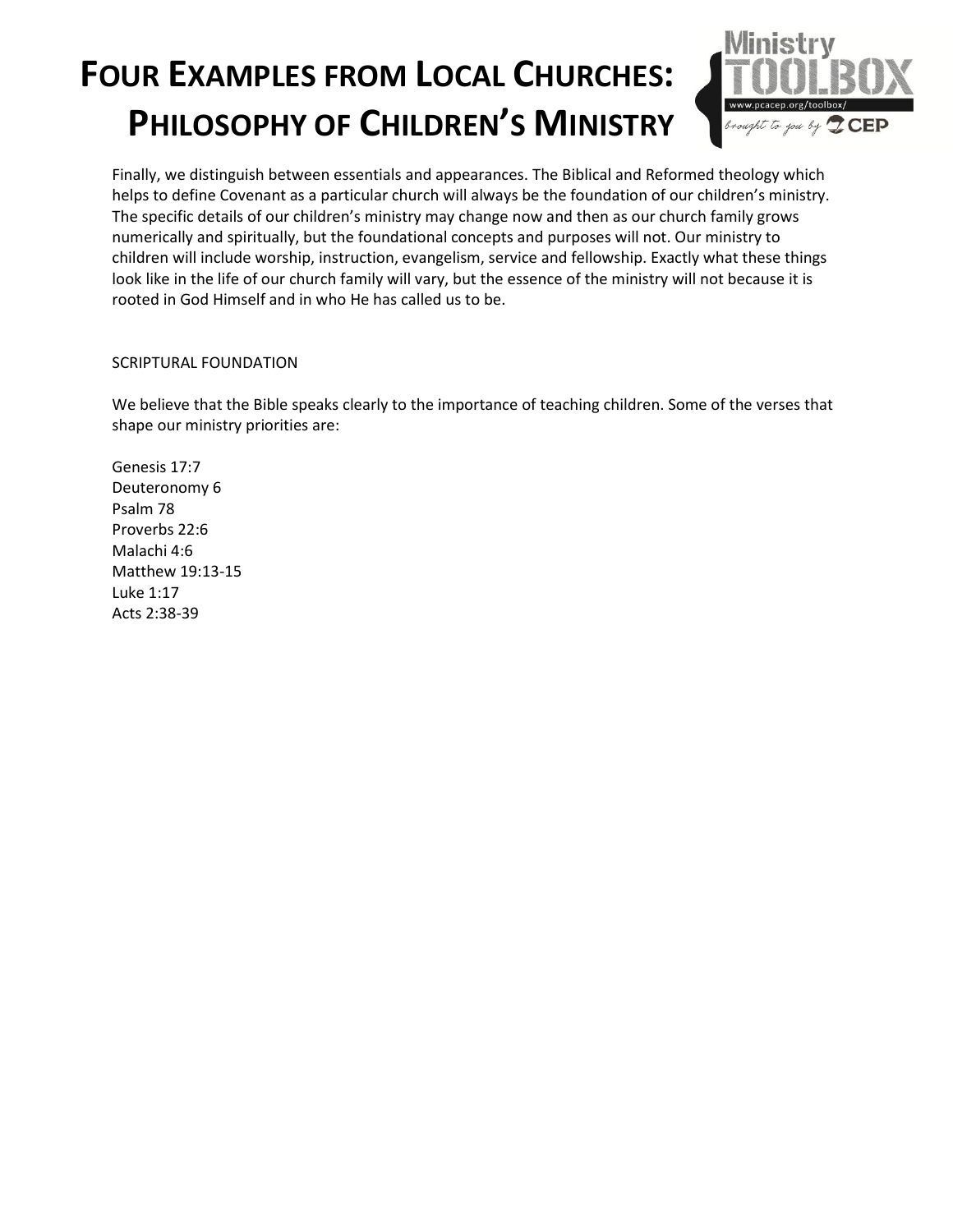Finally, we distinguish between essentials and appearances. The Biblical and Reformed theology which helps to define Covenant as a particular church will always be the foundation of our children's ministry. The specific details of our children's ministry may change now and then as our church family grows numerically and spiritually, but the foundational concepts and purposes will not. Our ministry to children will include worship, instruction, evangelism, service and fellowship. Exactly what these things look like in the life of our church family will vary, but the essence of the ministry will not because it is rooted in God Himself and in who He has called us to be.

SCRIPTURAL FOUNDATION

We believe that the Bible speaks clearly to the importance of teaching children. Some of the verses that shape our ministry priorities are:

Genesis 17:7
Deuteronomy 6
Psalm 78
Proverbs 22:6
Malachi 4:6
Matthew 19:13-15
Luke 1:17
Acts 2:38-39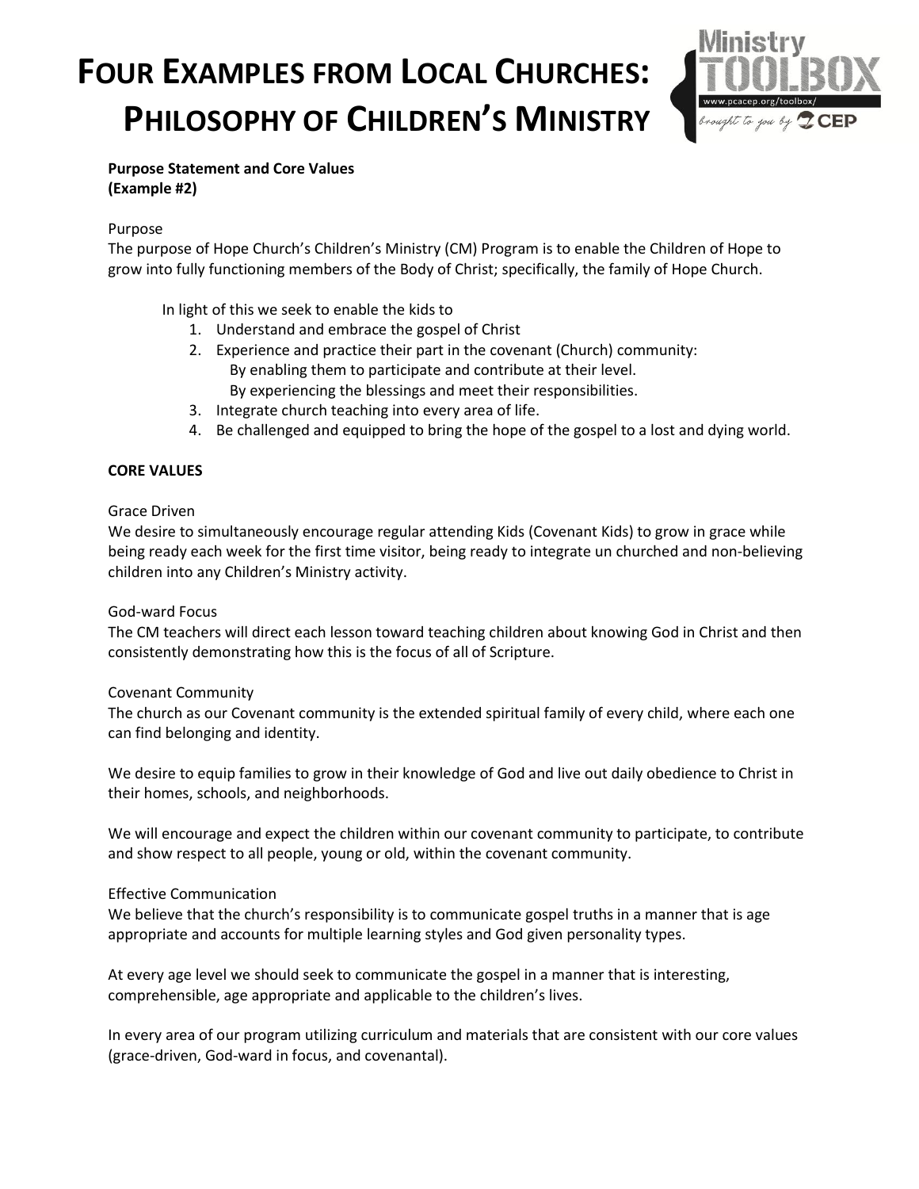# Four Examples from Local Churches: Philosophy of Children's Ministry

**Purpose Statement and Core Values**
**(Example #2)**

Purpose
The purpose of Hope Church's Children's Ministry (CM) Program is to enable the Children of Hope to grow into fully functioning members of the Body of Christ; specifically, the family of Hope Church.

In light of this we seek to enable the kids to

1. Understand and embrace the gospel of Christ
2. Experience and practice their part in the covenant (Church) community:
   By enabling them to participate and contribute at their level.
   By experiencing the blessings and meet their responsibilities.
3. Integrate church teaching into every area of life.
4. Be challenged and equipped to bring the hope of the gospel to a lost and dying world.

**CORE VALUES**

Grace Driven
We desire to simultaneously encourage regular attending Kids (Covenant Kids) to grow in grace while being ready each week for the first time visitor, being ready to integrate un churched and non-believing children into any Children's Ministry activity.

God-ward Focus
The CM teachers will direct each lesson toward teaching children about knowing God in Christ and then consistently demonstrating how this is the focus of all of Scripture.

Covenant Community
The church as our Covenant community is the extended spiritual family of every child, where each one can find belonging and identity.

We desire to equip families to grow in their knowledge of God and live out daily obedience to Christ in their homes, schools, and neighborhoods.

We will encourage and expect the children within our covenant community to participate, to contribute and show respect to all people, young or old, within the covenant community.

Effective Communication
We believe that the church's responsibility is to communicate gospel truths in a manner that is age appropriate and accounts for multiple learning styles and God given personality types.

At every age level we should seek to communicate the gospel in a manner that is interesting, comprehensible, age appropriate and applicable to the children's lives.

In every area of our program utilizing curriculum and materials that are consistent with our core values (grace-driven, God-ward in focus, and covenantal).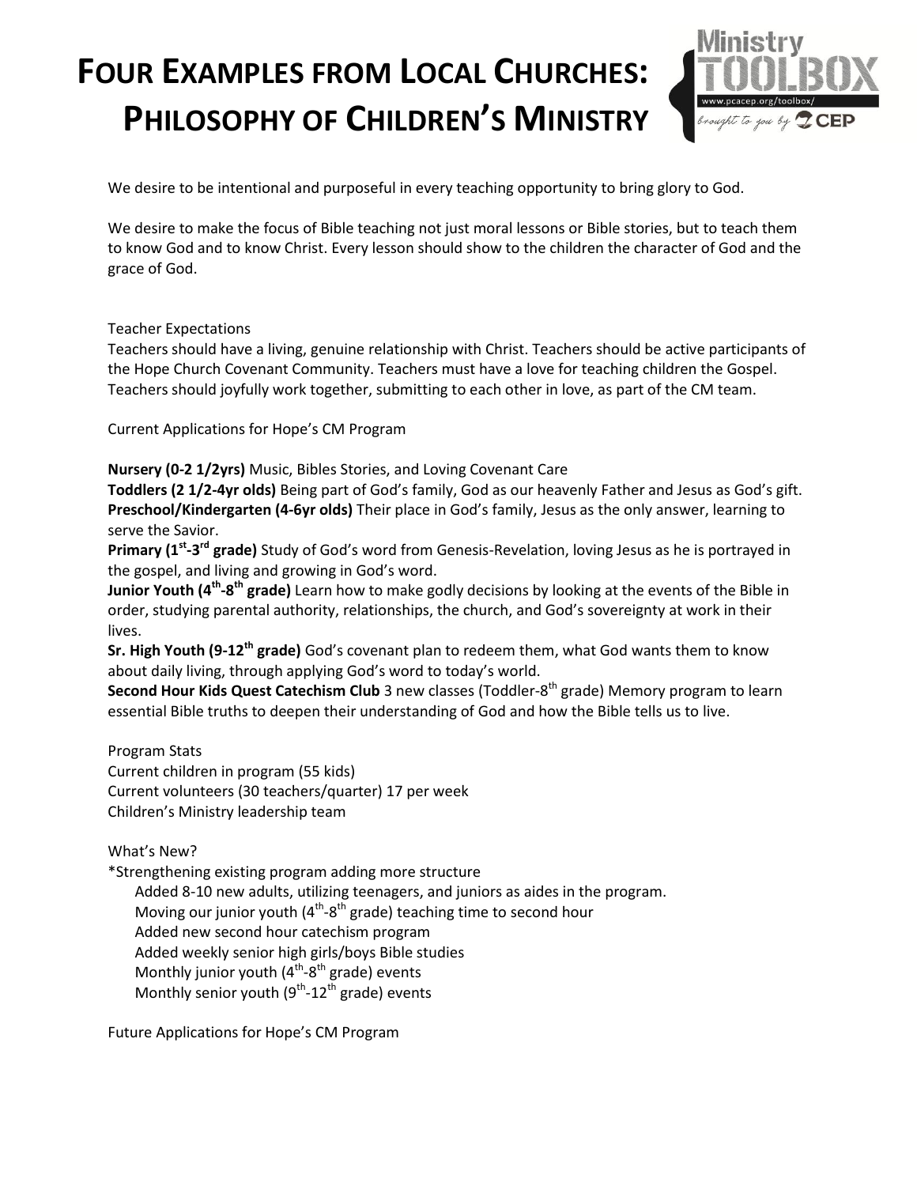# FOUR EXAMPLES FROM LOCAL CHURCHES: PHILOSOPHY OF CHILDREN'S MINISTRY

We desire to be intentional and purposeful in every teaching opportunity to bring glory to God.

We desire to make the focus of Bible teaching not just moral lessons or Bible stories, but to teach them to know God and to know Christ. Every lesson should show to the children the character of God and the grace of God.

Teacher Expectations

Teachers should have a living, genuine relationship with Christ. Teachers should be active participants of the Hope Church Covenant Community. Teachers must have a love for teaching children the Gospel. Teachers should joyfully work together, submitting to each other in love, as part of the CM team.

Current Applications for Hope's CM Program

**Nursery (0-2 1/2yrs)** Music, Bibles Stories, and Loving Covenant Care
**Toddlers (2 1/2-4yr olds)** Being part of God's family, God as our heavenly Father and Jesus as God's gift.
**Preschool/Kindergarten (4-6yr olds)** Their place in God's family, Jesus as the only answer, learning to serve the Savior.
**Primary (1st-3rd grade)** Study of God's word from Genesis-Revelation, loving Jesus as he is portrayed in the gospel, and living and growing in God's word.
**Junior Youth (4th-8th grade)** Learn how to make godly decisions by looking at the events of the Bible in order, studying parental authority, relationships, the church, and God's sovereignty at work in their lives.
**Sr. High Youth (9-12th grade)** God's covenant plan to redeem them, what God wants them to know about daily living, through applying God's word to today's world.
**Second Hour Kids Quest Catechism Club** 3 new classes (Toddler-8th grade) Memory program to learn essential Bible truths to deepen their understanding of God and how the Bible tells us to live.

Program Stats
Current children in program (55 kids)
Current volunteers (30 teachers/quarter) 17 per week
Children's Ministry leadership team

What's New?
*Strengthening existing program adding more structure
- Added 8-10 new adults, utilizing teenagers, and juniors as aides in the program.
- Moving our junior youth (4th-8th grade) teaching time to second hour
- Added new second hour catechism program
- Added weekly senior high girls/boys Bible studies
- Monthly junior youth (4th-8th grade) events
- Monthly senior youth (9th-12th grade) events

Future Applications for Hope's CM Program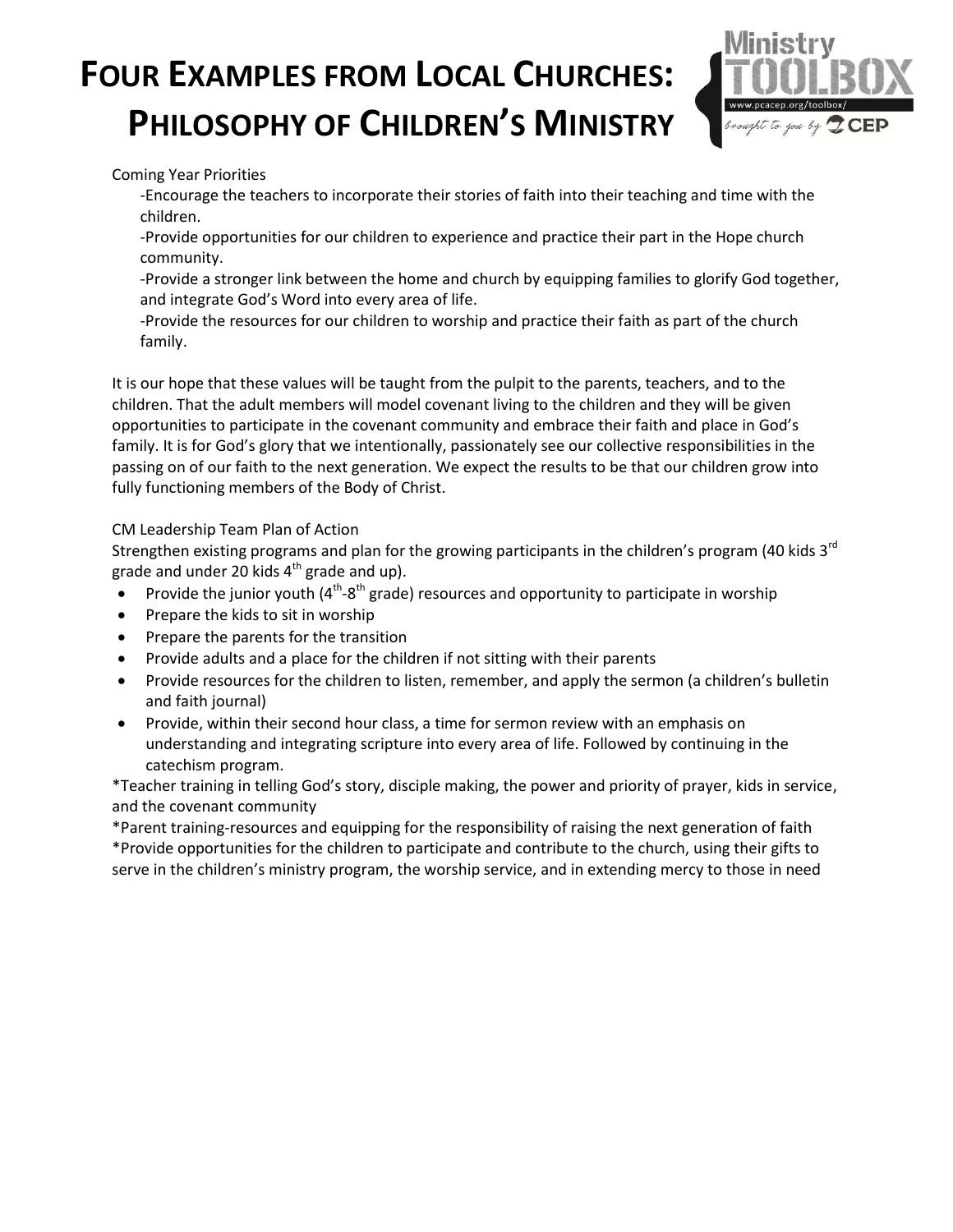# FOUR EXAMPLES FROM LOCAL CHURCHES: PHILOSOPHY OF CHILDREN'S MINISTRY

Coming Year Priorities

-Encourage the teachers to incorporate their stories of faith into their teaching and time with the children.

-Provide opportunities for our children to experience and practice their part in the Hope church community.

-Provide a stronger link between the home and church by equipping families to glorify God together, and integrate God's Word into every area of life.

-Provide the resources for our children to worship and practice their faith as part of the church family.

It is our hope that these values will be taught from the pulpit to the parents, teachers, and to the children. That the adult members will model covenant living to the children and they will be given opportunities to participate in the covenant community and embrace their faith and place in God's family. It is for God's glory that we intentionally, passionately see our collective responsibilities in the passing on of our faith to the next generation. We expect the results to be that our children grow into fully functioning members of the Body of Christ.

CM Leadership Team Plan of Action

Strengthen existing programs and plan for the growing participants in the children's program (40 kids 3rd grade and under 20 kids 4th grade and up).

- Provide the junior youth (4th-8th grade) resources and opportunity to participate in worship
- Prepare the kids to sit in worship
- Prepare the parents for the transition
- Provide adults and a place for the children if not sitting with their parents
- Provide resources for the children to listen, remember, and apply the sermon (a children's bulletin and faith journal)
- Provide, within their second hour class, a time for sermon review with an emphasis on understanding and integrating scripture into every area of life. Followed by continuing in the catechism program.

*Teacher training in telling God's story, disciple making, the power and priority of prayer, kids in service, and the covenant community

*Parent training-resources and equipping for the responsibility of raising the next generation of faith

*Provide opportunities for the children to participate and contribute to the church, using their gifts to serve in the children's ministry program, the worship service, and in extending mercy to those in need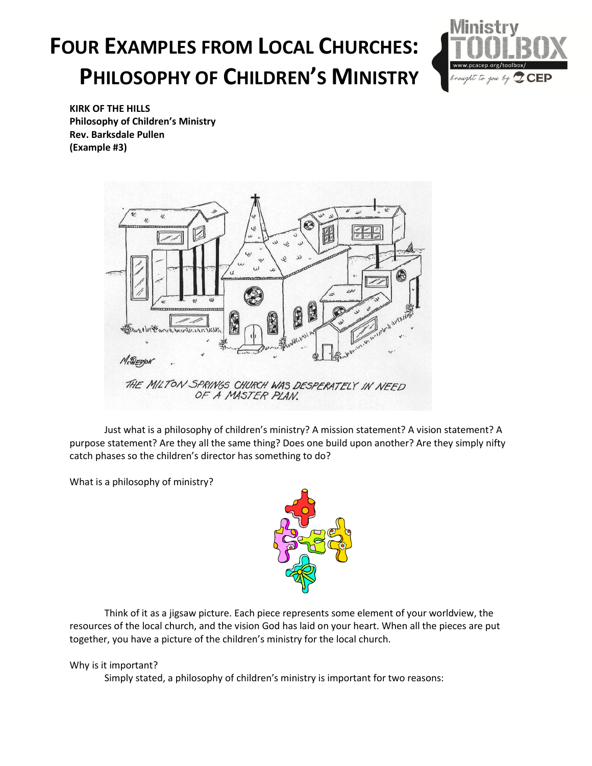# FOUR EXAMPLES FROM LOCAL CHURCHES: PHILOSOPHY OF CHILDREN'S MINISTRY

**KIRK OF THE HILLS**
**Philosophy of Children's Ministry**
**Rev. Barksdale Pullen**
**(Example #3)**

THE MILTON SPRINGS CHURCH WAS DESPERATELY IN NEED OF A MASTER PLAN.

Just what is a philosophy of children's ministry? A mission statement? A vision statement? A purpose statement? Are they all the same thing? Does one build upon another? Are they simply nifty catch phases so the children's director has something to do?

What is a philosophy of ministry?

Think of it as a jigsaw picture. Each piece represents some element of your worldview, the resources of the local church, and the vision God has laid on your heart. When all the pieces are put together, you have a picture of the children's ministry for the local church.

Why is it important?

Simply stated, a philosophy of children's ministry is important for two reasons: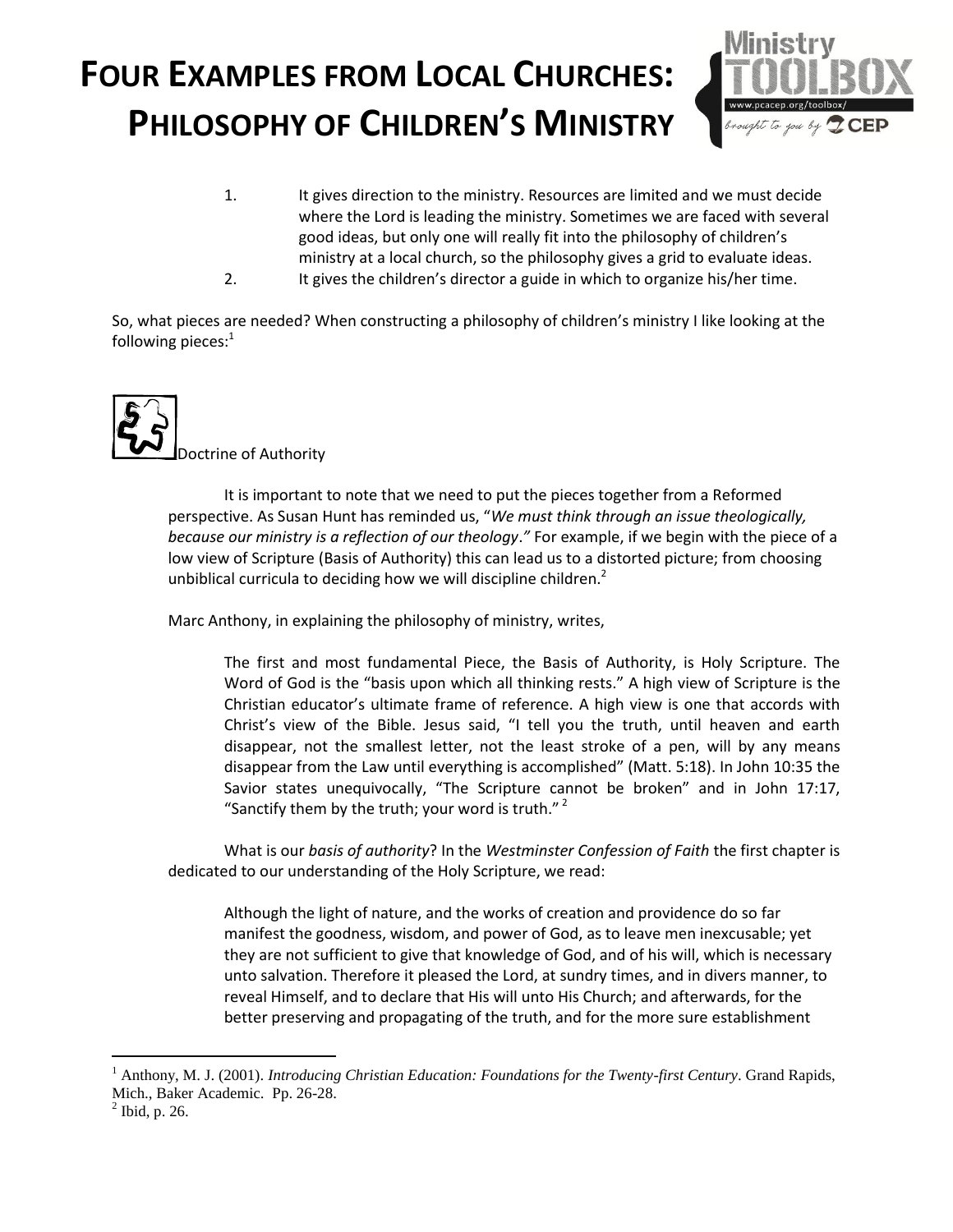1. It gives direction to the ministry. Resources are limited and we must decide where the Lord is leading the ministry. Sometimes we are faced with several good ideas, but only one will really fit into the philosophy of children's ministry at a local church, so the philosophy gives a grid to evaluate ideas.
2. It gives the children's director a guide in which to organize his/her time.

So, what pieces are needed? When constructing a philosophy of children's ministry I like looking at the following pieces:[1]

Doctrine of Authority

It is important to note that we need to put the pieces together from a Reformed perspective. As Susan Hunt has reminded us, "*We must think through an issue theologically, because our ministry is a reflection of our theology*." For example, if we begin with the piece of a low view of Scripture (Basis of Authority) this can lead us to a distorted picture; from choosing unbiblical curricula to deciding how we will discipline children.[2]

Marc Anthony, in explaining the philosophy of ministry, writes,

> The first and most fundamental Piece, the Basis of Authority, is Holy Scripture. The Word of God is the "basis upon which all thinking rests." A high view of Scripture is the Christian educator's ultimate frame of reference. A high view is one that accords with Christ's view of the Bible. Jesus said, "I tell you the truth, until heaven and earth disappear, not the smallest letter, not the least stroke of a pen, will by any means disappear from the Law until everything is accomplished" (Matt. 5:18). In John 10:35 the Savior states unequivocally, "The Scripture cannot be broken" and in John 17:17, "Sanctify them by the truth; your word is truth." [2]

What is our *basis of authority*? In the *Westminster Confession of Faith* the first chapter is dedicated to our understanding of the Holy Scripture, we read:

> Although the light of nature, and the works of creation and providence do so far manifest the goodness, wisdom, and power of God, as to leave men inexcusable; yet they are not sufficient to give that knowledge of God, and of his will, which is necessary unto salvation. Therefore it pleased the Lord, at sundry times, and in divers manner, to reveal Himself, and to declare that His will unto His Church; and afterwards, for the better preserving and propagating of the truth, and for the more sure establishment

[1] Anthony, M. J. (2001). *Introducing Christian Education: Foundations for the Twenty-first Century*. Grand Rapids, Mich., Baker Academic. Pp. 26-28.

[2] Ibid, p. 26.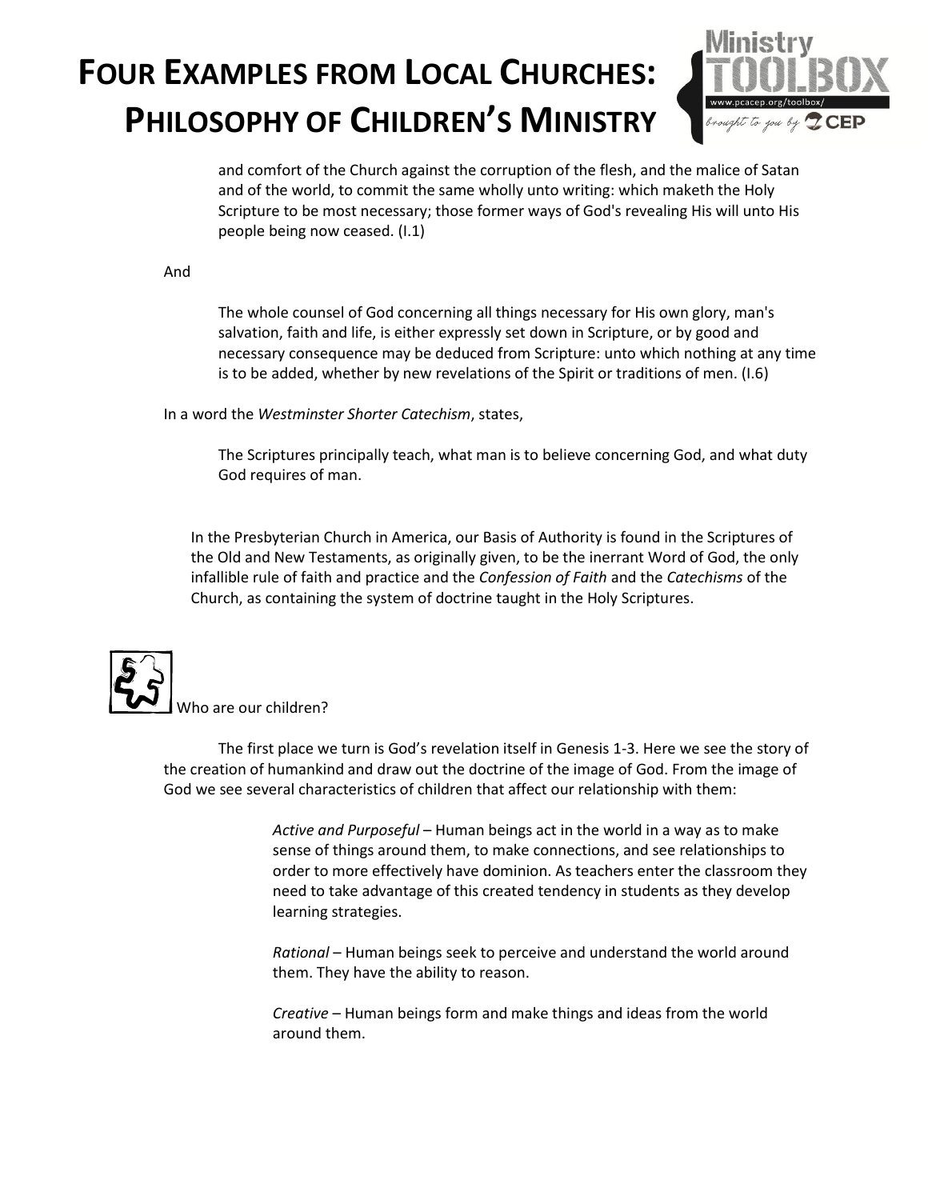> and comfort of the Church against the corruption of the flesh, and the malice of Satan and of the world, to commit the same wholly unto writing: which maketh the Holy Scripture to be most necessary; those former ways of God's revealing His will unto His people being now ceased. (I.1)

And

> The whole counsel of God concerning all things necessary for His own glory, man's salvation, faith and life, is either expressly set down in Scripture, or by good and necessary consequence may be deduced from Scripture: unto which nothing at any time is to be added, whether by new revelations of the Spirit or traditions of men. (I.6)

In a word the *Westminster Shorter Catechism*, states,

> The Scriptures principally teach, what man is to believe concerning God, and what duty God requires of man.

In the Presbyterian Church in America, our Basis of Authority is found in the Scriptures of the Old and New Testaments, as originally given, to be the inerrant Word of God, the only infallible rule of faith and practice and the *Confession of Faith* and the *Catechisms* of the Church, as containing the system of doctrine taught in the Holy Scriptures.

## Who are our children?

The first place we turn is God's revelation itself in Genesis 1-3. Here we see the story of the creation of humankind and draw out the doctrine of the image of God. From the image of God we see several characteristics of children that affect our relationship with them:

> *Active and Purposeful* – Human beings act in the world in a way as to make sense of things around them, to make connections, and see relationships to order to more effectively have dominion. As teachers enter the classroom they need to take advantage of this created tendency in students as they develop learning strategies.
>
> *Rational* – Human beings seek to perceive and understand the world around them. They have the ability to reason.
>
> *Creative* – Human beings form and make things and ideas from the world around them.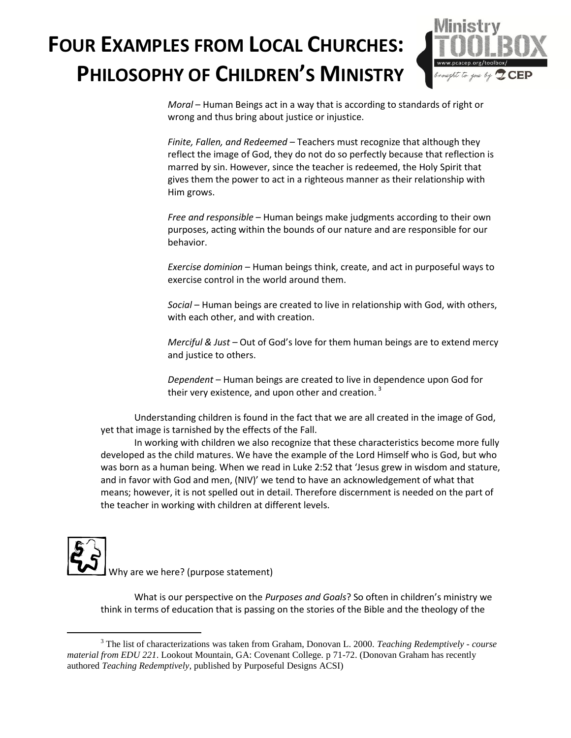*Moral* – Human Beings act in a way that is according to standards of right or wrong and thus bring about justice or injustice.

*Finite, Fallen, and Redeemed* – Teachers must recognize that although they reflect the image of God, they do not do so perfectly because that reflection is marred by sin. However, since the teacher is redeemed, the Holy Spirit that gives them the power to act in a righteous manner as their relationship with Him grows.

*Free and responsible* – Human beings make judgments according to their own purposes, acting within the bounds of our nature and are responsible for our behavior.

*Exercise dominion* – Human beings think, create, and act in purposeful ways to exercise control in the world around them.

*Social* – Human beings are created to live in relationship with God, with others, with each other, and with creation.

*Merciful & Just* – Out of God's love for them human beings are to extend mercy and justice to others.

*Dependent* – Human beings are created to live in dependence upon God for their very existence, and upon other and creation. [3]

Understanding children is found in the fact that we are all created in the image of God, yet that image is tarnished by the effects of the Fall.

In working with children we also recognize that these characteristics become more fully developed as the child matures. We have the example of the Lord Himself who is God, but who was born as a human being. When we read in Luke 2:52 that 'Jesus grew in wisdom and stature, and in favor with God and men, (NIV)' we tend to have an acknowledgement of what that means; however, it is not spelled out in detail. Therefore discernment is needed on the part of the teacher in working with children at different levels.

Why are we here? (purpose statement)

What is our perspective on the *Purposes and Goals*? So often in children's ministry we think in terms of education that is passing on the stories of the Bible and the theology of the

---

[3] The list of characterizations was taken from Graham, Donovan L. 2000. *Teaching Redemptively - course material from EDU 221*. Lookout Mountain, GA: Covenant College. p 71-72. (Donovan Graham has recently authored *Teaching Redemptively*, published by Purposeful Designs ACSI)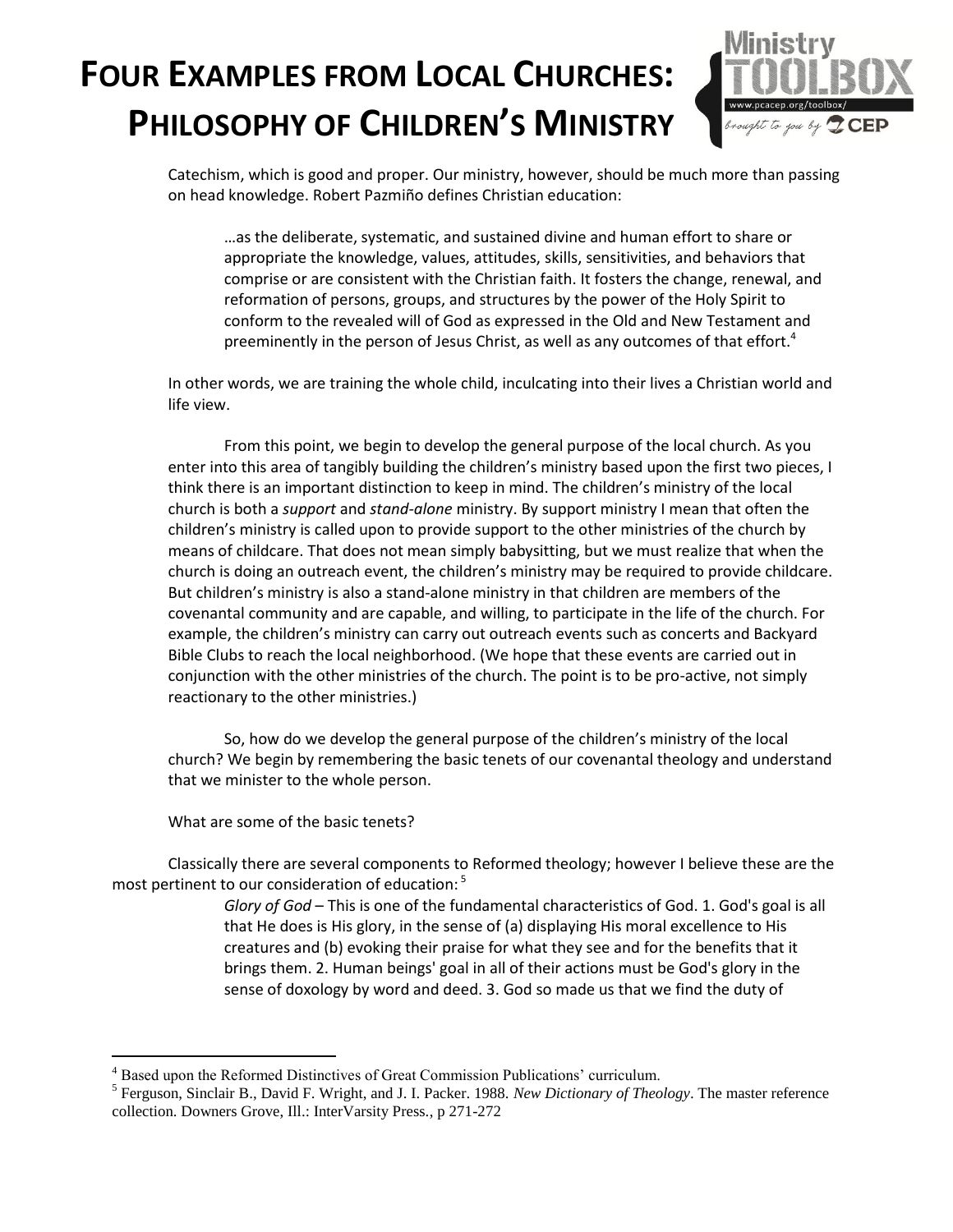Catechism, which is good and proper. Our ministry, however, should be much more than passing on head knowledge. Robert Pazmiño defines Christian education:

> …as the deliberate, systematic, and sustained divine and human effort to share or appropriate the knowledge, values, attitudes, skills, sensitivities, and behaviors that comprise or are consistent with the Christian faith. It fosters the change, renewal, and reformation of persons, groups, and structures by the power of the Holy Spirit to conform to the revealed will of God as expressed in the Old and New Testament and preeminently in the person of Jesus Christ, as well as any outcomes of that effort.[4]

In other words, we are training the whole child, inculcating into their lives a Christian world and life view.

From this point, we begin to develop the general purpose of the local church. As you enter into this area of tangibly building the children's ministry based upon the first two pieces, I think there is an important distinction to keep in mind. The children's ministry of the local church is both a *support* and *stand-alone* ministry. By support ministry I mean that often the children's ministry is called upon to provide support to the other ministries of the church by means of childcare. That does not mean simply babysitting, but we must realize that when the church is doing an outreach event, the children's ministry may be required to provide childcare. But children's ministry is also a stand-alone ministry in that children are members of the covenantal community and are capable, and willing, to participate in the life of the church. For example, the children's ministry can carry out outreach events such as concerts and Backyard Bible Clubs to reach the local neighborhood. (We hope that these events are carried out in conjunction with the other ministries of the church. The point is to be pro-active, not simply reactionary to the other ministries.)

So, how do we develop the general purpose of the children's ministry of the local church? We begin by remembering the basic tenets of our covenantal theology and understand that we minister to the whole person.

What are some of the basic tenets?

Classically there are several components to Reformed theology; however I believe these are the most pertinent to our consideration of education:[5]

> *Glory of God* – This is one of the fundamental characteristics of God. 1. God's goal is all that He does is His glory, in the sense of (a) displaying His moral excellence to His creatures and (b) evoking their praise for what they see and for the benefits that it brings them. 2. Human beings' goal in all of their actions must be God's glory in the sense of doxology by word and deed. 3. God so made us that we find the duty of

---

[4] Based upon the Reformed Distinctives of Great Commission Publications' curriculum.

[5] Ferguson, Sinclair B., David F. Wright, and J. I. Packer. 1988. *New Dictionary of Theology*. The master reference collection. Downers Grove, Ill.: InterVarsity Press., p 271-272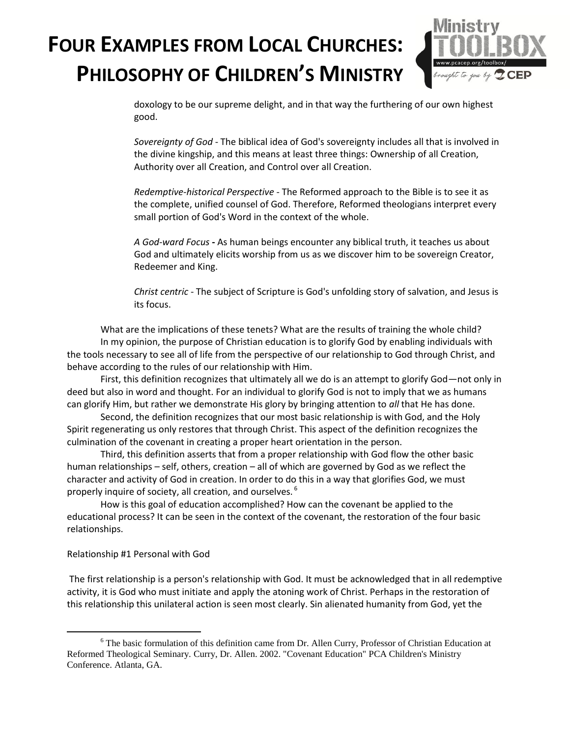doxology to be our supreme delight, and in that way the furthering of our own highest good.

*Sovereignty of God* - The biblical idea of God's sovereignty includes all that is involved in the divine kingship, and this means at least three things: Ownership of all Creation, Authority over all Creation, and Control over all Creation.

*Redemptive-historical Perspective* - The Reformed approach to the Bible is to see it as the complete, unified counsel of God. Therefore, Reformed theologians interpret every small portion of God's Word in the context of the whole.

*A God-ward Focus* **-** As human beings encounter any biblical truth, it teaches us about God and ultimately elicits worship from us as we discover him to be sovereign Creator, Redeemer and King.

*Christ centric* - The subject of Scripture is God's unfolding story of salvation, and Jesus is its focus.

What are the implications of these tenets? What are the results of training the whole child?

In my opinion, the purpose of Christian education is to glorify God by enabling individuals with the tools necessary to see all of life from the perspective of our relationship to God through Christ, and behave according to the rules of our relationship with Him.

First, this definition recognizes that ultimately all we do is an attempt to glorify God—not only in deed but also in word and thought. For an individual to glorify God is not to imply that we as humans can glorify Him, but rather we demonstrate His glory by bringing attention to *all* that He has done.

Second, the definition recognizes that our most basic relationship is with God, and the Holy Spirit regenerating us only restores that through Christ. This aspect of the definition recognizes the culmination of the covenant in creating a proper heart orientation in the person.

Third, this definition asserts that from a proper relationship with God flow the other basic human relationships – self, others, creation – all of which are governed by God as we reflect the character and activity of God in creation. In order to do this in a way that glorifies God, we must properly inquire of society, all creation, and ourselves.[6]

How is this goal of education accomplished? How can the covenant be applied to the educational process? It can be seen in the context of the covenant, the restoration of the four basic relationships.

Relationship #1 Personal with God

The first relationship is a person's relationship with God. It must be acknowledged that in all redemptive activity, it is God who must initiate and apply the atoning work of Christ. Perhaps in the restoration of this relationship this unilateral action is seen most clearly. Sin alienated humanity from God, yet the

---

[6] The basic formulation of this definition came from Dr. Allen Curry, Professor of Christian Education at Reformed Theological Seminary. Curry, Dr. Allen. 2002. "Covenant Education" PCA Children's Ministry Conference. Atlanta, GA.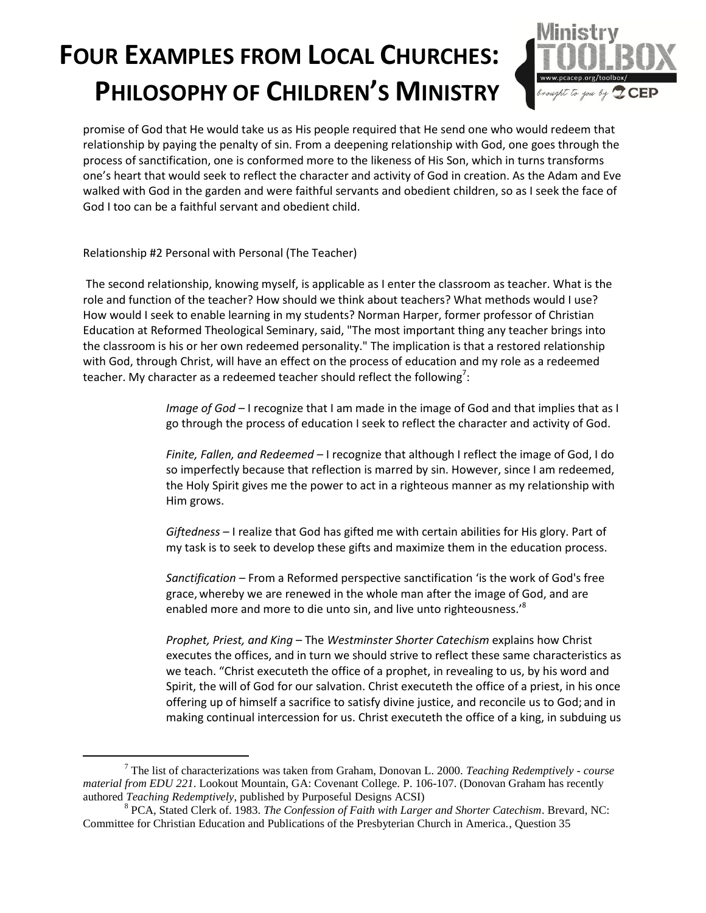promise of God that He would take us as His people required that He send one who would redeem that relationship by paying the penalty of sin. From a deepening relationship with God, one goes through the process of sanctification, one is conformed more to the likeness of His Son, which in turns transforms one's heart that would seek to reflect the character and activity of God in creation. As the Adam and Eve walked with God in the garden and were faithful servants and obedient children, so as I seek the face of God I too can be a faithful servant and obedient child.

Relationship #2 Personal with Personal (The Teacher)

The second relationship, knowing myself, is applicable as I enter the classroom as teacher. What is the role and function of the teacher? How should we think about teachers? What methods would I use? How would I seek to enable learning in my students? Norman Harper, former professor of Christian Education at Reformed Theological Seminary, said, "The most important thing any teacher brings into the classroom is his or her own redeemed personality." The implication is that a restored relationship with God, through Christ, will have an effect on the process of education and my role as a redeemed teacher. My character as a redeemed teacher should reflect the following[7]:

> *Image of God* – I recognize that I am made in the image of God and that implies that as I go through the process of education I seek to reflect the character and activity of God.
>
> *Finite, Fallen, and Redeemed* – I recognize that although I reflect the image of God, I do so imperfectly because that reflection is marred by sin. However, since I am redeemed, the Holy Spirit gives me the power to act in a righteous manner as my relationship with Him grows.
>
> *Giftedness* – I realize that God has gifted me with certain abilities for His glory. Part of my task is to seek to develop these gifts and maximize them in the education process.
>
> *Sanctification* – From a Reformed perspective sanctification 'is the work of God's free grace, whereby we are renewed in the whole man after the image of God, and are enabled more and more to die unto sin, and live unto righteousness.'[8]
>
> *Prophet, Priest, and King* – The *Westminster Shorter Catechism* explains how Christ executes the offices, and in turn we should strive to reflect these same characteristics as we teach. "Christ executeth the office of a prophet, in revealing to us, by his word and Spirit, the will of God for our salvation. Christ executeth the office of a priest, in his once offering up of himself a sacrifice to satisfy divine justice, and reconcile us to God; and in making continual intercession for us. Christ executeth the office of a king, in subduing us

---

[7] The list of characterizations was taken from Graham, Donovan L. 2000. *Teaching Redemptively - course material from EDU 221*. Lookout Mountain, GA: Covenant College. P. 106-107. (Donovan Graham has recently authored *Teaching Redemptively*, published by Purposeful Designs ACSI)

[8] PCA, Stated Clerk of. 1983. *The Confession of Faith with Larger and Shorter Catechism*. Brevard, NC: Committee for Christian Education and Publications of the Presbyterian Church in America., Question 35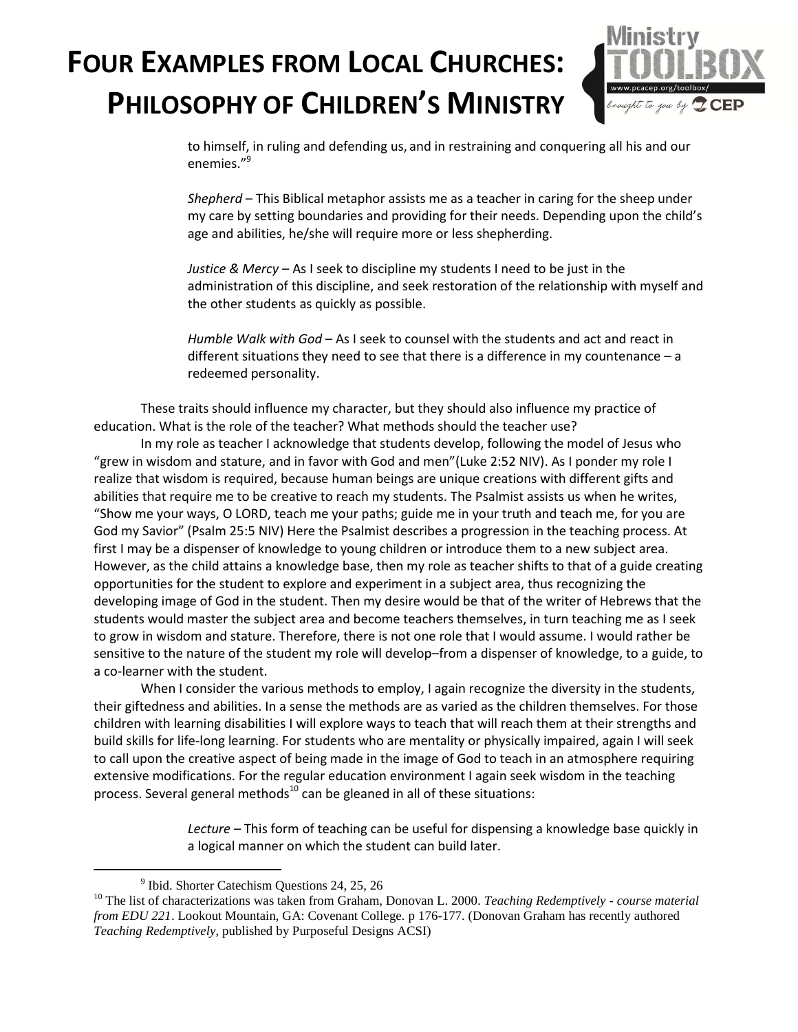to himself, in ruling and defending us, and in restraining and conquering all his and our enemies."[9]

*Shepherd* – This Biblical metaphor assists me as a teacher in caring for the sheep under my care by setting boundaries and providing for their needs. Depending upon the child's age and abilities, he/she will require more or less shepherding.

*Justice & Mercy* – As I seek to discipline my students I need to be just in the administration of this discipline, and seek restoration of the relationship with myself and the other students as quickly as possible.

*Humble Walk with God* – As I seek to counsel with the students and act and react in different situations they need to see that there is a difference in my countenance – a redeemed personality.

These traits should influence my character, but they should also influence my practice of education. What is the role of the teacher? What methods should the teacher use?

In my role as teacher I acknowledge that students develop, following the model of Jesus who "grew in wisdom and stature, and in favor with God and men"(Luke 2:52 NIV). As I ponder my role I realize that wisdom is required, because human beings are unique creations with different gifts and abilities that require me to be creative to reach my students. The Psalmist assists us when he writes, "Show me your ways, O LORD, teach me your paths; guide me in your truth and teach me, for you are God my Savior" (Psalm 25:5 NIV) Here the Psalmist describes a progression in the teaching process. At first I may be a dispenser of knowledge to young children or introduce them to a new subject area. However, as the child attains a knowledge base, then my role as teacher shifts to that of a guide creating opportunities for the student to explore and experiment in a subject area, thus recognizing the developing image of God in the student. Then my desire would be that of the writer of Hebrews that the students would master the subject area and become teachers themselves, in turn teaching me as I seek to grow in wisdom and stature. Therefore, there is not one role that I would assume. I would rather be sensitive to the nature of the student my role will develop–from a dispenser of knowledge, to a guide, to a co-learner with the student.

When I consider the various methods to employ, I again recognize the diversity in the students, their giftedness and abilities. In a sense the methods are as varied as the children themselves. For those children with learning disabilities I will explore ways to teach that will reach them at their strengths and build skills for life-long learning. For students who are mentality or physically impaired, again I will seek to call upon the creative aspect of being made in the image of God to teach in an atmosphere requiring extensive modifications. For the regular education environment I again seek wisdom in the teaching process. Several general methods[10] can be gleaned in all of these situations:

*Lecture* – This form of teaching can be useful for dispensing a knowledge base quickly in a logical manner on which the student can build later.

---

[9] Ibid. Shorter Catechism Questions 24, 25, 26

[10] The list of characterizations was taken from Graham, Donovan L. 2000. *Teaching Redemptively - course material from EDU 221*. Lookout Mountain, GA: Covenant College. p 176-177. (Donovan Graham has recently authored *Teaching Redemptively*, published by Purposeful Designs ACSI)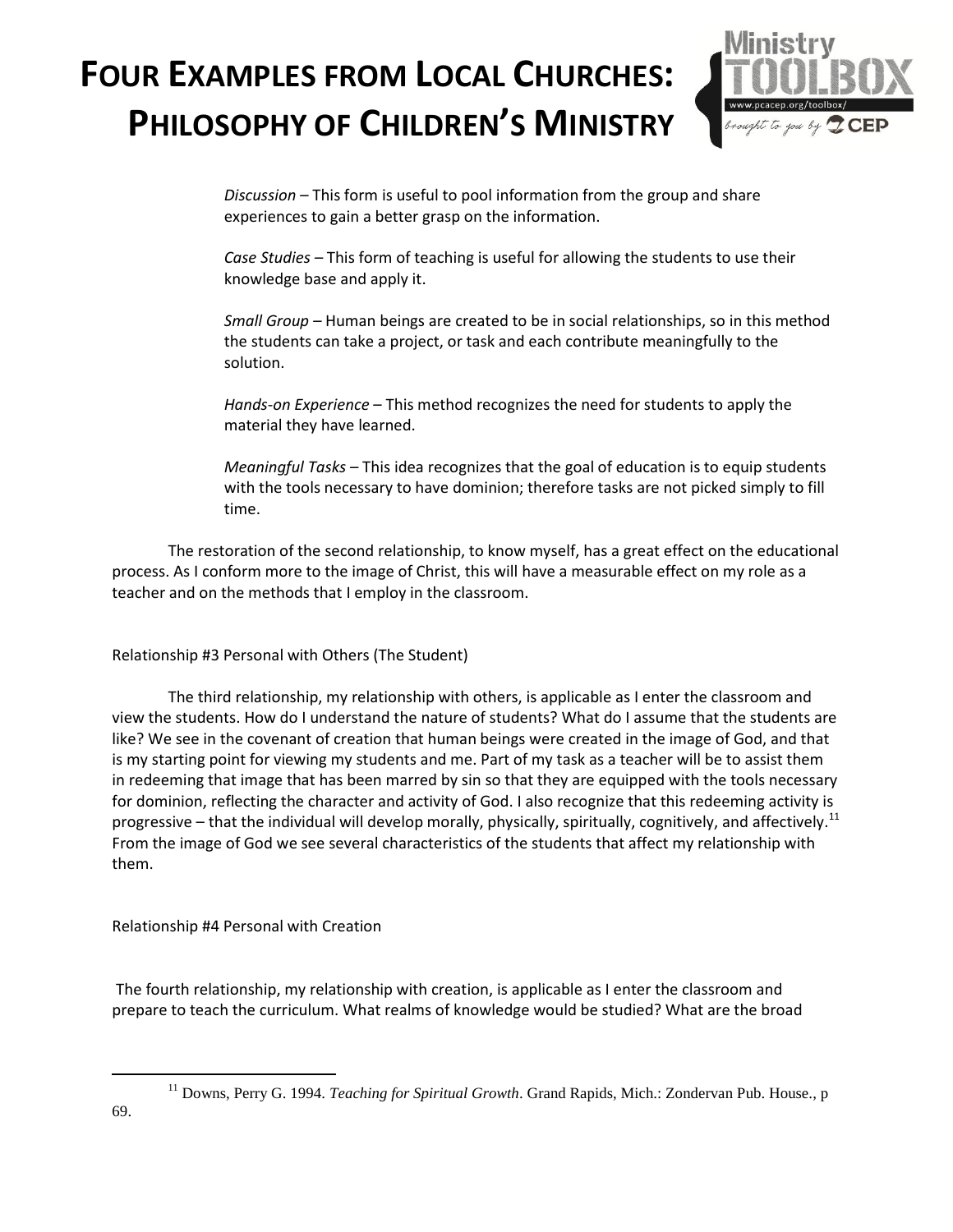*Discussion* – This form is useful to pool information from the group and share experiences to gain a better grasp on the information.

*Case Studies* – This form of teaching is useful for allowing the students to use their knowledge base and apply it.

*Small Group* – Human beings are created to be in social relationships, so in this method the students can take a project, or task and each contribute meaningfully to the solution.

*Hands-on Experience* – This method recognizes the need for students to apply the material they have learned.

*Meaningful Tasks* – This idea recognizes that the goal of education is to equip students with the tools necessary to have dominion; therefore tasks are not picked simply to fill time.

The restoration of the second relationship, to know myself, has a great effect on the educational process. As I conform more to the image of Christ, this will have a measurable effect on my role as a teacher and on the methods that I employ in the classroom.

Relationship #3 Personal with Others (The Student)

The third relationship, my relationship with others, is applicable as I enter the classroom and view the students. How do I understand the nature of students? What do I assume that the students are like? We see in the covenant of creation that human beings were created in the image of God, and that is my starting point for viewing my students and me. Part of my task as a teacher will be to assist them in redeeming that image that has been marred by sin so that they are equipped with the tools necessary for dominion, reflecting the character and activity of God. I also recognize that this redeeming activity is progressive – that the individual will develop morally, physically, spiritually, cognitively, and affectively.[11] From the image of God we see several characteristics of the students that affect my relationship with them.

Relationship #4 Personal with Creation

The fourth relationship, my relationship with creation, is applicable as I enter the classroom and prepare to teach the curriculum. What realms of knowledge would be studied? What are the broad

---

[11] Downs, Perry G. 1994. *Teaching for Spiritual Growth*. Grand Rapids, Mich.: Zondervan Pub. House., p 69.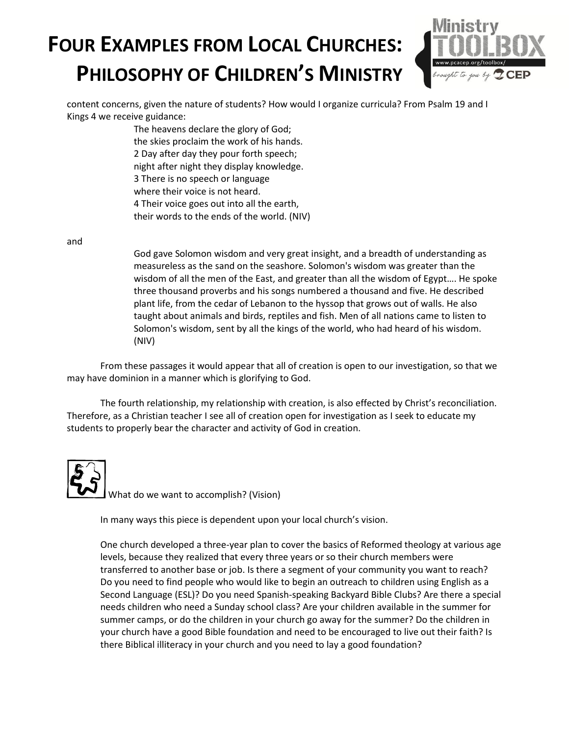content concerns, given the nature of students? How would I organize curricula? From Psalm 19 and I Kings 4 we receive guidance:

> The heavens declare the glory of God;
> the skies proclaim the work of his hands.
> 2 Day after day they pour forth speech;
> night after night they display knowledge.
> 3 There is no speech or language
> where their voice is not heard.
> 4 Their voice goes out into all the earth,
> their words to the ends of the world. (NIV)

and

> God gave Solomon wisdom and very great insight, and a breadth of understanding as measureless as the sand on the seashore. Solomon's wisdom was greater than the wisdom of all the men of the East, and greater than all the wisdom of Egypt…. He spoke three thousand proverbs and his songs numbered a thousand and five. He described plant life, from the cedar of Lebanon to the hyssop that grows out of walls. He also taught about animals and birds, reptiles and fish. Men of all nations came to listen to Solomon's wisdom, sent by all the kings of the world, who had heard of his wisdom. (NIV)

From these passages it would appear that all of creation is open to our investigation, so that we may have dominion in a manner which is glorifying to God.

The fourth relationship, my relationship with creation, is also effected by Christ's reconciliation. Therefore, as a Christian teacher I see all of creation open for investigation as I seek to educate my students to properly bear the character and activity of God in creation.

What do we want to accomplish? (Vision)

In many ways this piece is dependent upon your local church's vision.

One church developed a three-year plan to cover the basics of Reformed theology at various age levels, because they realized that every three years or so their church members were transferred to another base or job. Is there a segment of your community you want to reach? Do you need to find people who would like to begin an outreach to children using English as a Second Language (ESL)? Do you need Spanish-speaking Backyard Bible Clubs? Are there a special needs children who need a Sunday school class? Are your children available in the summer for summer camps, or do the children in your church go away for the summer? Do the children in your church have a good Bible foundation and need to be encouraged to live out their faith? Is there Biblical illiteracy in your church and you need to lay a good foundation?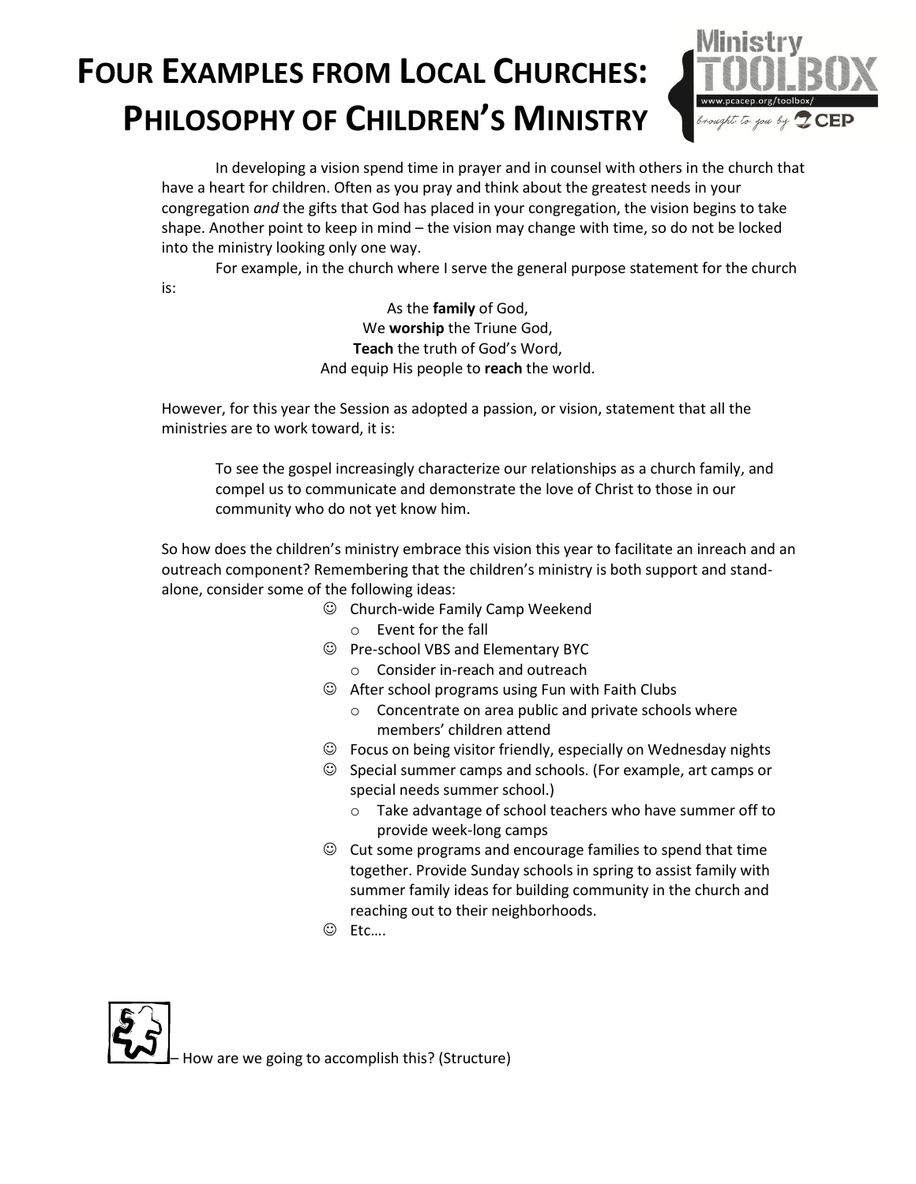# Four Examples from Local Churches: Philosophy of Children's Ministry

In developing a vision spend time in prayer and in counsel with others in the church that have a heart for children. Often as you pray and think about the greatest needs in your congregation *and* the gifts that God has placed in your congregation, the vision begins to take shape. Another point to keep in mind – the vision may change with time, so do not be locked into the ministry looking only one way.

For example, in the church where I serve the general purpose statement for the church is:

As the **family** of God,
We **worship** the Triune God,
**Teach** the truth of God's Word,
And equip His people to **reach** the world.

However, for this year the Session as adopted a passion, or vision, statement that all the ministries are to work toward, it is:

> To see the gospel increasingly characterize our relationships as a church family, and compel us to communicate and demonstrate the love of Christ to those in our community who do not yet know him.

So how does the children's ministry embrace this vision this year to facilitate an inreach and an outreach component? Remembering that the children's ministry is both support and stand-alone, consider some of the following ideas:

- ☺ Church-wide Family Camp Weekend
  - Event for the fall
- ☺ Pre-school VBS and Elementary BYC
  - Consider in-reach and outreach
- ☺ After school programs using Fun with Faith Clubs
  - Concentrate on area public and private schools where members' children attend
- ☺ Focus on being visitor friendly, especially on Wednesday nights
- ☺ Special summer camps and schools. (For example, art camps or special needs summer school.)
  - Take advantage of school teachers who have summer off to provide week-long camps
- ☺ Cut some programs and encourage families to spend that time together. Provide Sunday schools in spring to assist family with summer family ideas for building community in the church and reaching out to their neighborhoods.
- ☺ Etc….

– How are we going to accomplish this? (Structure)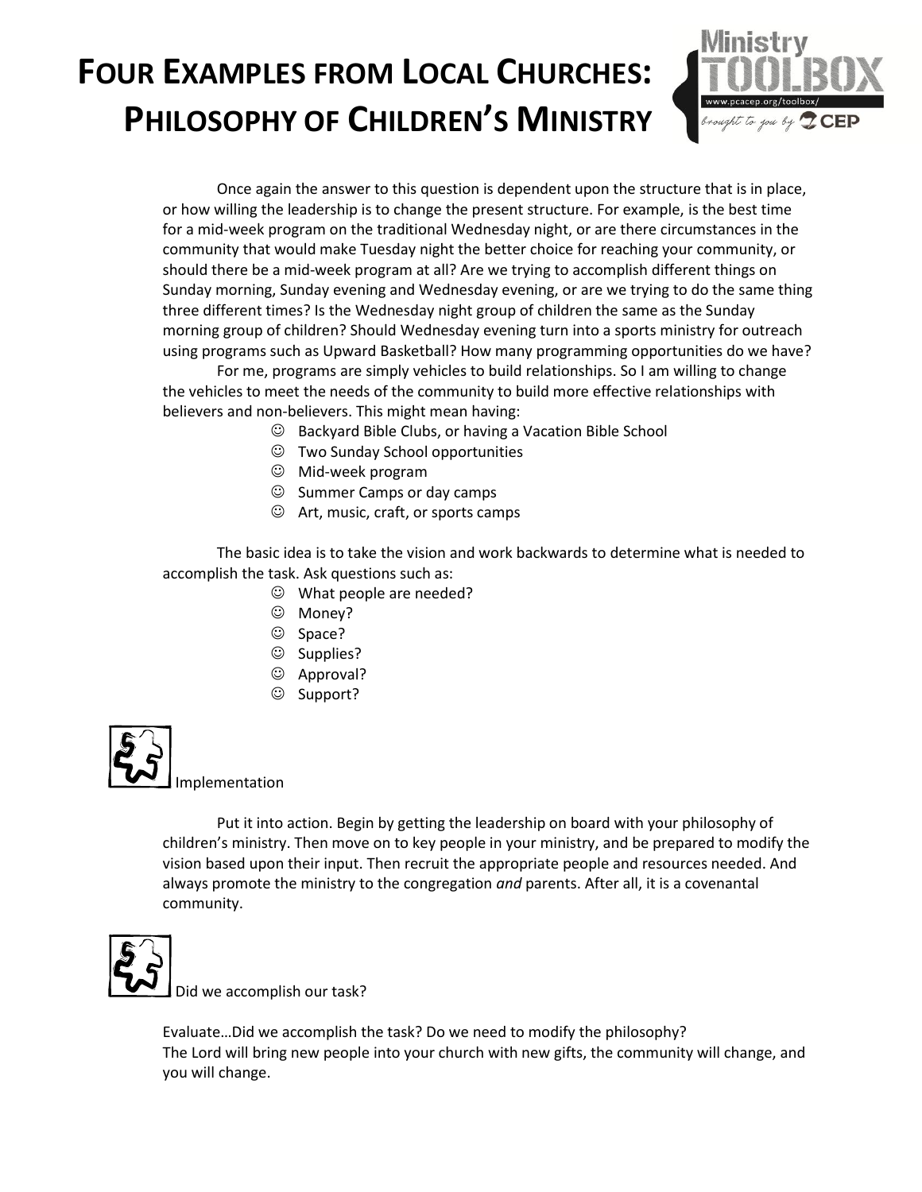# FOUR EXAMPLES FROM LOCAL CHURCHES: PHILOSOPHY OF CHILDREN'S MINISTRY

Once again the answer to this question is dependent upon the structure that is in place, or how willing the leadership is to change the present structure. For example, is the best time for a mid-week program on the traditional Wednesday night, or are there circumstances in the community that would make Tuesday night the better choice for reaching your community, or should there be a mid-week program at all? Are we trying to accomplish different things on Sunday morning, Sunday evening and Wednesday evening, or are we trying to do the same thing three different times? Is the Wednesday night group of children the same as the Sunday morning group of children? Should Wednesday evening turn into a sports ministry for outreach using programs such as Upward Basketball? How many programming opportunities do we have?

For me, programs are simply vehicles to build relationships. So I am willing to change the vehicles to meet the needs of the community to build more effective relationships with believers and non-believers. This might mean having:

- ☺ Backyard Bible Clubs, or having a Vacation Bible School
- ☺ Two Sunday School opportunities
- ☺ Mid-week program
- ☺ Summer Camps or day camps
- ☺ Art, music, craft, or sports camps

The basic idea is to take the vision and work backwards to determine what is needed to accomplish the task. Ask questions such as:

- ☺ What people are needed?
- ☺ Money?
- ☺ Space?
- ☺ Supplies?
- ☺ Approval?
- ☺ Support?

Implementation

Put it into action. Begin by getting the leadership on board with your philosophy of children's ministry. Then move on to key people in your ministry, and be prepared to modify the vision based upon their input. Then recruit the appropriate people and resources needed. And always promote the ministry to the congregation *and* parents. After all, it is a covenantal community.

Did we accomplish our task?

Evaluate…Did we accomplish the task? Do we need to modify the philosophy?
The Lord will bring new people into your church with new gifts, the community will change, and you will change.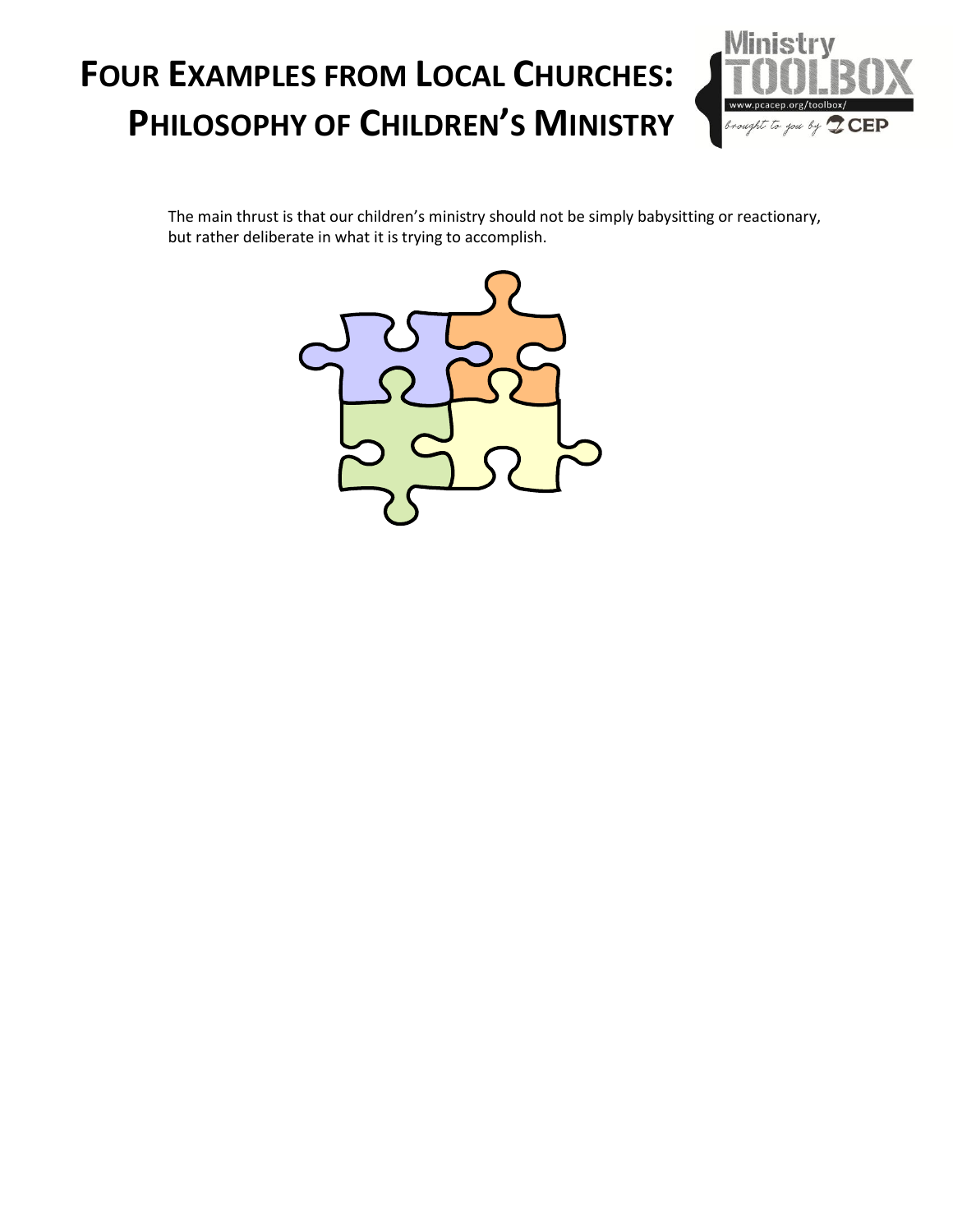# Four Examples from Local Churches: Philosophy of Children's Ministry

The main thrust is that our children's ministry should not be simply babysitting or reactionary, but rather deliberate in what it is trying to accomplish.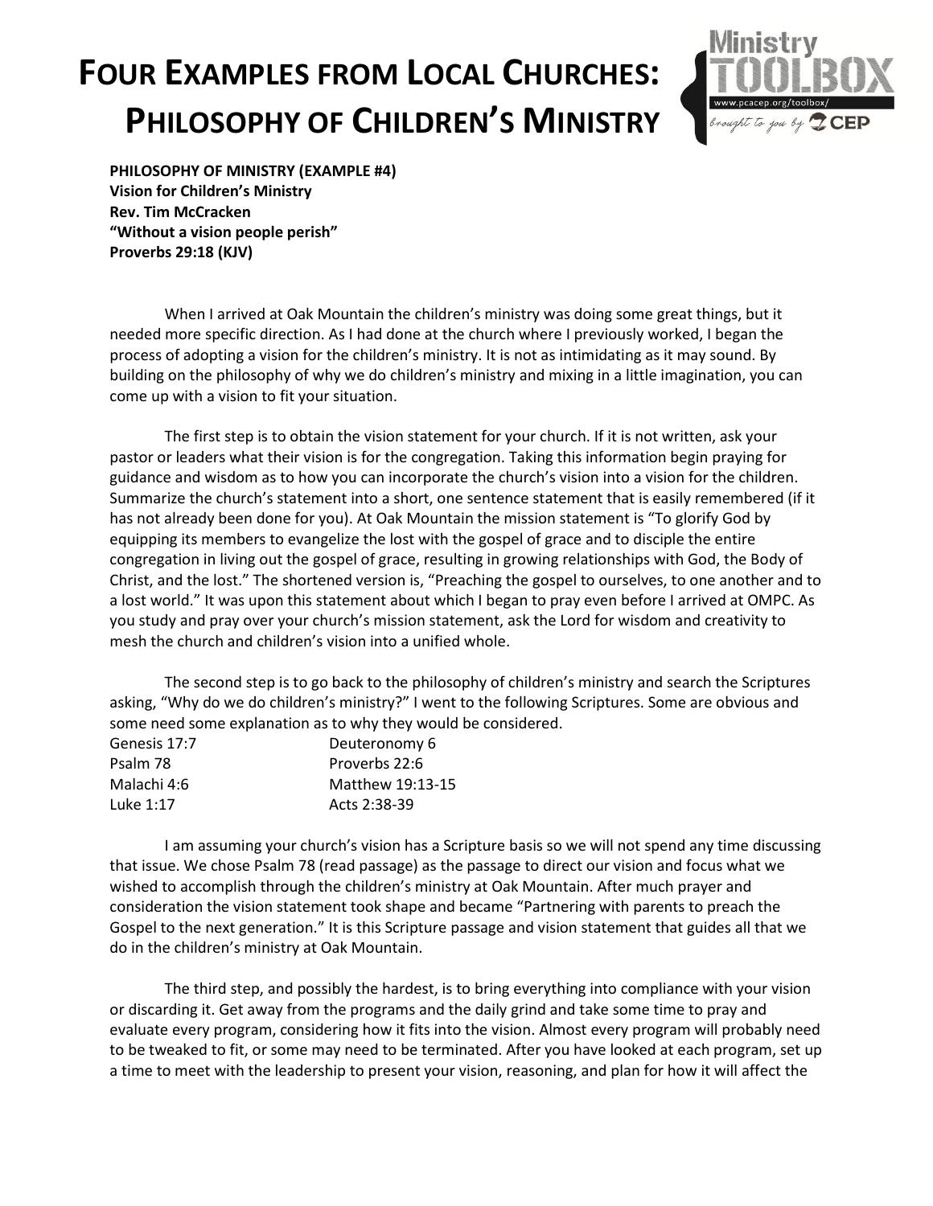# Four Examples from Local Churches: Philosophy of Children's Ministry

**PHILOSOPHY OF MINISTRY (EXAMPLE #4)**
**Vision for Children's Ministry**
**Rev. Tim McCracken**
**"Without a vision people perish"**
**Proverbs 29:18 (KJV)**

When I arrived at Oak Mountain the children's ministry was doing some great things, but it needed more specific direction. As I had done at the church where I previously worked, I began the process of adopting a vision for the children's ministry. It is not as intimidating as it may sound. By building on the philosophy of why we do children's ministry and mixing in a little imagination, you can come up with a vision to fit your situation.

The first step is to obtain the vision statement for your church. If it is not written, ask your pastor or leaders what their vision is for the congregation. Taking this information begin praying for guidance and wisdom as to how you can incorporate the church's vision into a vision for the children. Summarize the church's statement into a short, one sentence statement that is easily remembered (if it has not already been done for you). At Oak Mountain the mission statement is "To glorify God by equipping its members to evangelize the lost with the gospel of grace and to disciple the entire congregation in living out the gospel of grace, resulting in growing relationships with God, the Body of Christ, and the lost." The shortened version is, "Preaching the gospel to ourselves, to one another and to a lost world." It was upon this statement about which I began to pray even before I arrived at OMPC. As you study and pray over your church's mission statement, ask the Lord for wisdom and creativity to mesh the church and children's vision into a unified whole.

The second step is to go back to the philosophy of children's ministry and search the Scriptures asking, "Why do we do children's ministry?" I went to the following Scriptures. Some are obvious and some need some explanation as to why they would be considered.

| | |
|---|---|
| Genesis 17:7 | Deuteronomy 6 |
| Psalm 78 | Proverbs 22:6 |
| Malachi 4:6 | Matthew 19:13-15 |
| Luke 1:17 | Acts 2:38-39 |

I am assuming your church's vision has a Scripture basis so we will not spend any time discussing that issue. We chose Psalm 78 (read passage) as the passage to direct our vision and focus what we wished to accomplish through the children's ministry at Oak Mountain. After much prayer and consideration the vision statement took shape and became "Partnering with parents to preach the Gospel to the next generation." It is this Scripture passage and vision statement that guides all that we do in the children's ministry at Oak Mountain.

The third step, and possibly the hardest, is to bring everything into compliance with your vision or discarding it. Get away from the programs and the daily grind and take some time to pray and evaluate every program, considering how it fits into the vision. Almost every program will probably need to be tweaked to fit, or some may need to be terminated. After you have looked at each program, set up a time to meet with the leadership to present your vision, reasoning, and plan for how it will affect the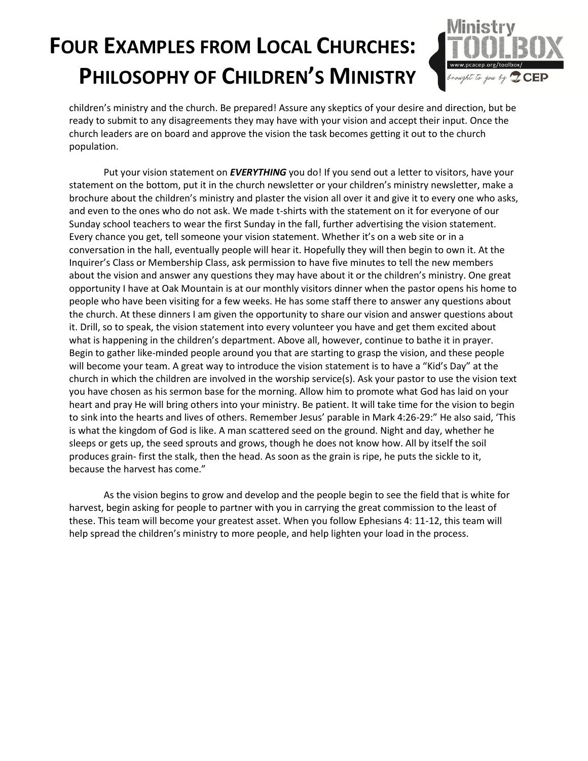children's ministry and the church. Be prepared! Assure any skeptics of your desire and direction, but be ready to submit to any disagreements they may have with your vision and accept their input. Once the church leaders are on board and approve the vision the task becomes getting it out to the church population.

Put your vision statement on ***EVERYTHING*** you do! If you send out a letter to visitors, have your statement on the bottom, put it in the church newsletter or your children's ministry newsletter, make a brochure about the children's ministry and plaster the vision all over it and give it to every one who asks, and even to the ones who do not ask. We made t-shirts with the statement on it for everyone of our Sunday school teachers to wear the first Sunday in the fall, further advertising the vision statement. Every chance you get, tell someone your vision statement. Whether it's on a web site or in a conversation in the hall, eventually people will hear it. Hopefully they will then begin to own it. At the Inquirer's Class or Membership Class, ask permission to have five minutes to tell the new members about the vision and answer any questions they may have about it or the children's ministry. One great opportunity I have at Oak Mountain is at our monthly visitors dinner when the pastor opens his home to people who have been visiting for a few weeks. He has some staff there to answer any questions about the church. At these dinners I am given the opportunity to share our vision and answer questions about it. Drill, so to speak, the vision statement into every volunteer you have and get them excited about what is happening in the children's department. Above all, however, continue to bathe it in prayer. Begin to gather like-minded people around you that are starting to grasp the vision, and these people will become your team. A great way to introduce the vision statement is to have a "Kid's Day" at the church in which the children are involved in the worship service(s). Ask your pastor to use the vision text you have chosen as his sermon base for the morning. Allow him to promote what God has laid on your heart and pray He will bring others into your ministry. Be patient. It will take time for the vision to begin to sink into the hearts and lives of others. Remember Jesus' parable in Mark 4:26-29:" He also said, 'This is what the kingdom of God is like. A man scattered seed on the ground. Night and day, whether he sleeps or gets up, the seed sprouts and grows, though he does not know how. All by itself the soil produces grain- first the stalk, then the head. As soon as the grain is ripe, he puts the sickle to it, because the harvest has come."

As the vision begins to grow and develop and the people begin to see the field that is white for harvest, begin asking for people to partner with you in carrying the great commission to the least of these. This team will become your greatest asset. When you follow Ephesians 4: 11-12, this team will help spread the children's ministry to more people, and help lighten your load in the process.